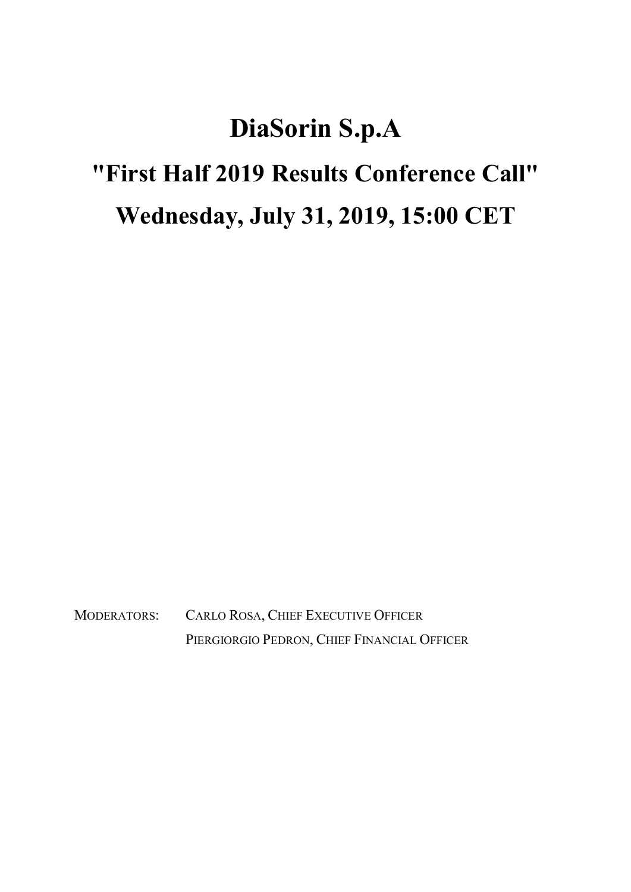# DiaSorin S.p.A

# "First Half 2019 Results Conference Call"

# Wednesday, July 31, 2019, 15:00 CET

MODERATORS: CARLO ROSA, CHIEF EXECUTIVE OFFICER
PIERGIORGIO PEDRON, CHIEF FINANCIAL OFFICER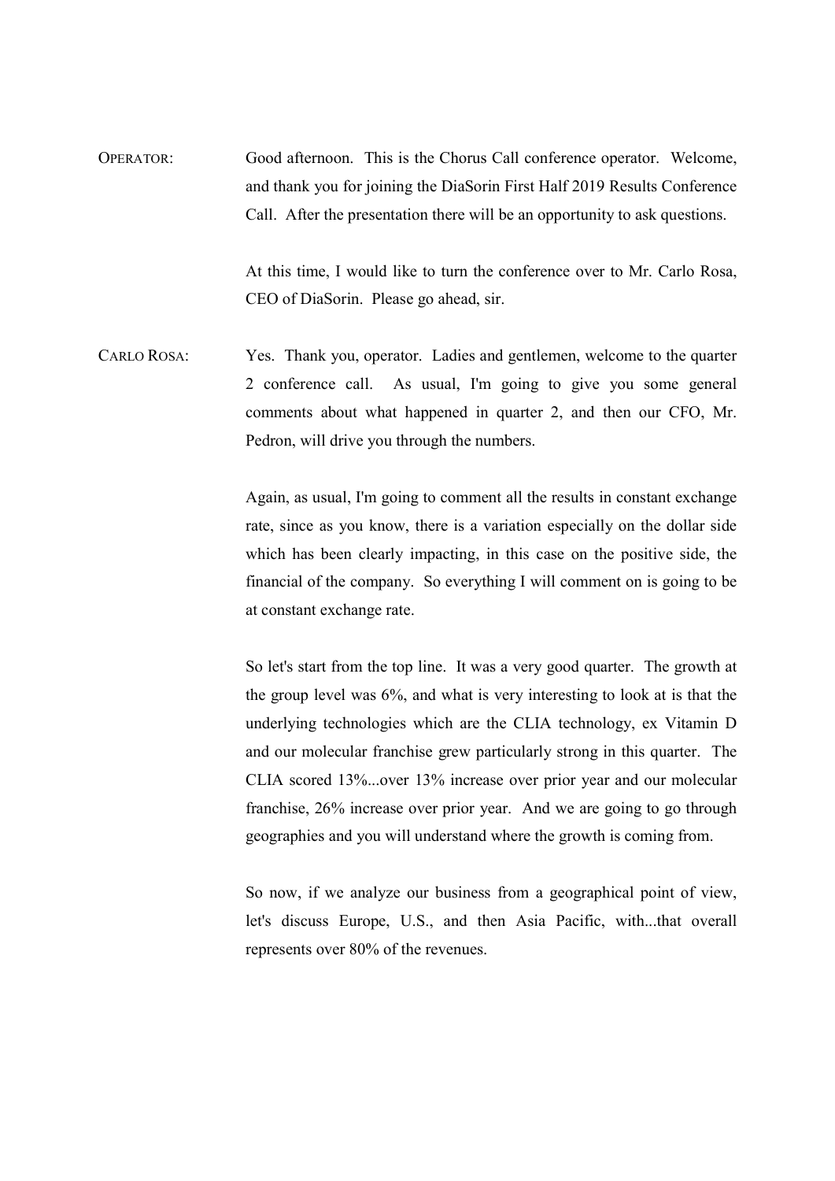OPERATOR: Good afternoon. This is the Chorus Call conference operator. Welcome, and thank you for joining the DiaSorin First Half 2019 Results Conference Call. After the presentation there will be an opportunity to ask questions.

At this time, I would like to turn the conference over to Mr. Carlo Rosa, CEO of DiaSorin. Please go ahead, sir.

CARLO ROSA: Yes. Thank you, operator. Ladies and gentlemen, welcome to the quarter 2 conference call. As usual, I'm going to give you some general comments about what happened in quarter 2, and then our CFO, Mr. Pedron, will drive you through the numbers.

Again, as usual, I'm going to comment all the results in constant exchange rate, since as you know, there is a variation especially on the dollar side which has been clearly impacting, in this case on the positive side, the financial of the company. So everything I will comment on is going to be at constant exchange rate.

So let's start from the top line. It was a very good quarter. The growth at the group level was 6%, and what is very interesting to look at is that the underlying technologies which are the CLIA technology, ex Vitamin D and our molecular franchise grew particularly strong in this quarter. The CLIA scored 13%...over 13% increase over prior year and our molecular franchise, 26% increase over prior year. And we are going to go through geographies and you will understand where the growth is coming from.

So now, if we analyze our business from a geographical point of view, let's discuss Europe, U.S., and then Asia Pacific, with...that overall represents over 80% of the revenues.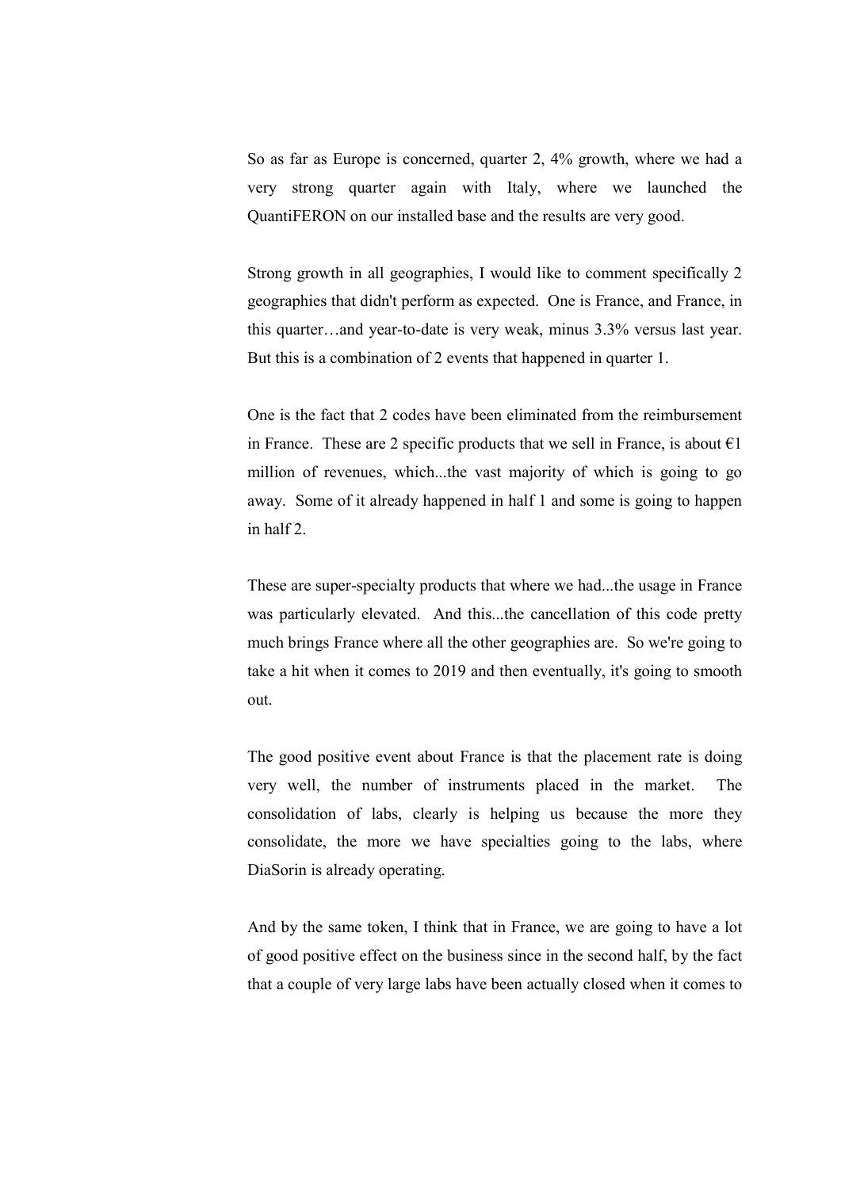So as far as Europe is concerned, quarter 2, 4% growth, where we had a very strong quarter again with Italy, where we launched the QuantiFERON on our installed base and the results are very good.

Strong growth in all geographies, I would like to comment specifically 2 geographies that didn't perform as expected. One is France, and France, in this quarter…and year-to-date is very weak, minus 3.3% versus last year. But this is a combination of 2 events that happened in quarter 1.

One is the fact that 2 codes have been eliminated from the reimbursement in France. These are 2 specific products that we sell in France, is about €1 million of revenues, which...the vast majority of which is going to go away. Some of it already happened in half 1 and some is going to happen in half 2.

These are super-specialty products that where we had...the usage in France was particularly elevated. And this...the cancellation of this code pretty much brings France where all the other geographies are. So we're going to take a hit when it comes to 2019 and then eventually, it's going to smooth out.

The good positive event about France is that the placement rate is doing very well, the number of instruments placed in the market. The consolidation of labs, clearly is helping us because the more they consolidate, the more we have specialties going to the labs, where DiaSorin is already operating.

And by the same token, I think that in France, we are going to have a lot of good positive effect on the business since in the second half, by the fact that a couple of very large labs have been actually closed when it comes to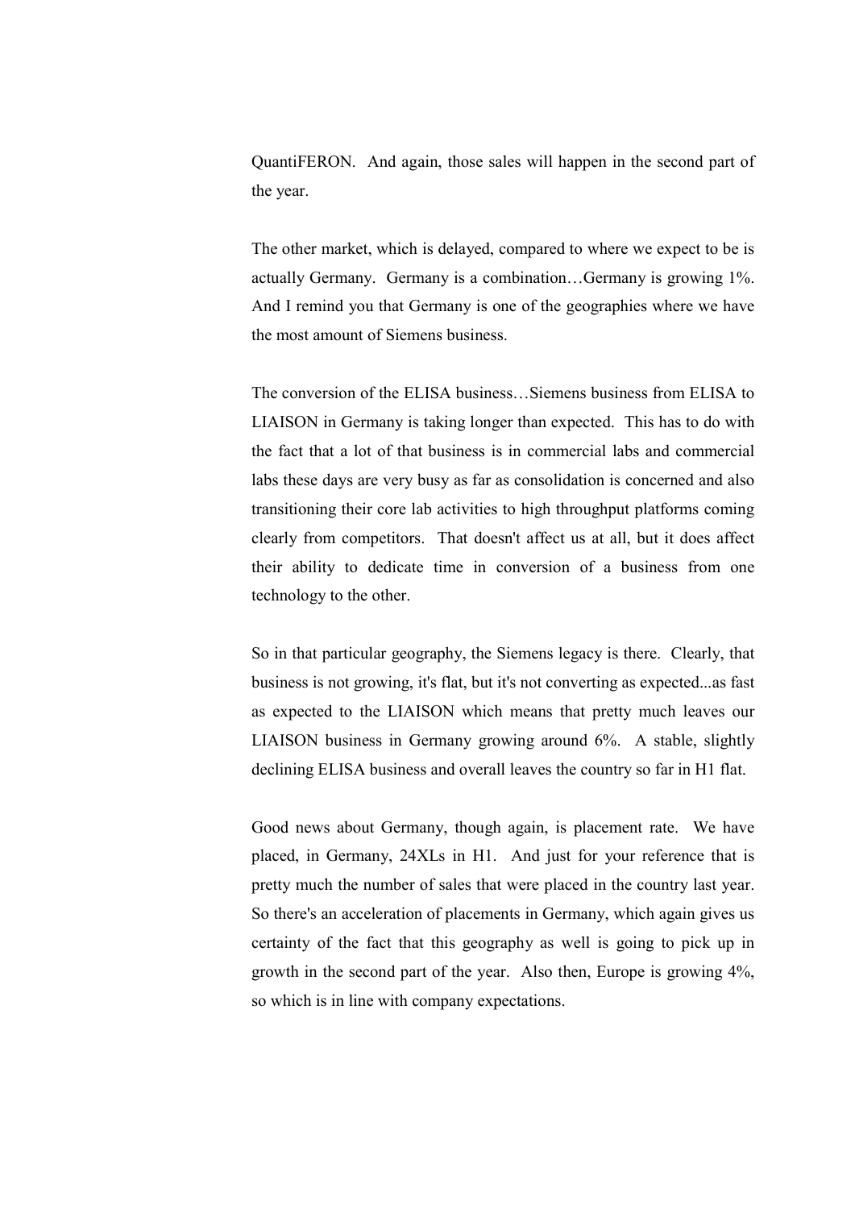QuantiFERON. And again, those sales will happen in the second part of the year.

The other market, which is delayed, compared to where we expect to be is actually Germany. Germany is a combination…Germany is growing 1%. And I remind you that Germany is one of the geographies where we have the most amount of Siemens business.

The conversion of the ELISA business…Siemens business from ELISA to LIAISON in Germany is taking longer than expected. This has to do with the fact that a lot of that business is in commercial labs and commercial labs these days are very busy as far as consolidation is concerned and also transitioning their core lab activities to high throughput platforms coming clearly from competitors. That doesn't affect us at all, but it does affect their ability to dedicate time in conversion of a business from one technology to the other.

So in that particular geography, the Siemens legacy is there. Clearly, that business is not growing, it's flat, but it's not converting as expected...as fast as expected to the LIAISON which means that pretty much leaves our LIAISON business in Germany growing around 6%. A stable, slightly declining ELISA business and overall leaves the country so far in H1 flat.

Good news about Germany, though again, is placement rate. We have placed, in Germany, 24XLs in H1. And just for your reference that is pretty much the number of sales that were placed in the country last year. So there's an acceleration of placements in Germany, which again gives us certainty of the fact that this geography as well is going to pick up in growth in the second part of the year. Also then, Europe is growing 4%, so which is in line with company expectations.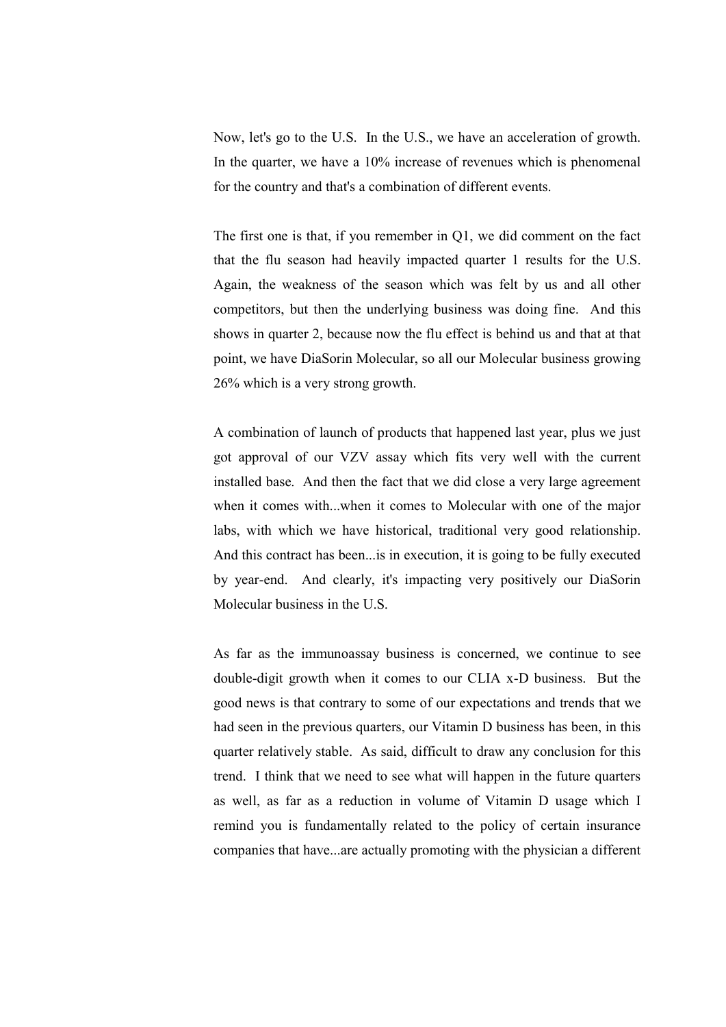Now, let's go to the U.S. In the U.S., we have an acceleration of growth. In the quarter, we have a 10% increase of revenues which is phenomenal for the country and that's a combination of different events.

The first one is that, if you remember in Q1, we did comment on the fact that the flu season had heavily impacted quarter 1 results for the U.S. Again, the weakness of the season which was felt by us and all other competitors, but then the underlying business was doing fine. And this shows in quarter 2, because now the flu effect is behind us and that at that point, we have DiaSorin Molecular, so all our Molecular business growing 26% which is a very strong growth.

A combination of launch of products that happened last year, plus we just got approval of our VZV assay which fits very well with the current installed base. And then the fact that we did close a very large agreement when it comes with...when it comes to Molecular with one of the major labs, with which we have historical, traditional very good relationship. And this contract has been...is in execution, it is going to be fully executed by year-end. And clearly, it's impacting very positively our DiaSorin Molecular business in the U.S.

As far as the immunoassay business is concerned, we continue to see double-digit growth when it comes to our CLIA x-D business. But the good news is that contrary to some of our expectations and trends that we had seen in the previous quarters, our Vitamin D business has been, in this quarter relatively stable. As said, difficult to draw any conclusion for this trend. I think that we need to see what will happen in the future quarters as well, as far as a reduction in volume of Vitamin D usage which I remind you is fundamentally related to the policy of certain insurance companies that have...are actually promoting with the physician a different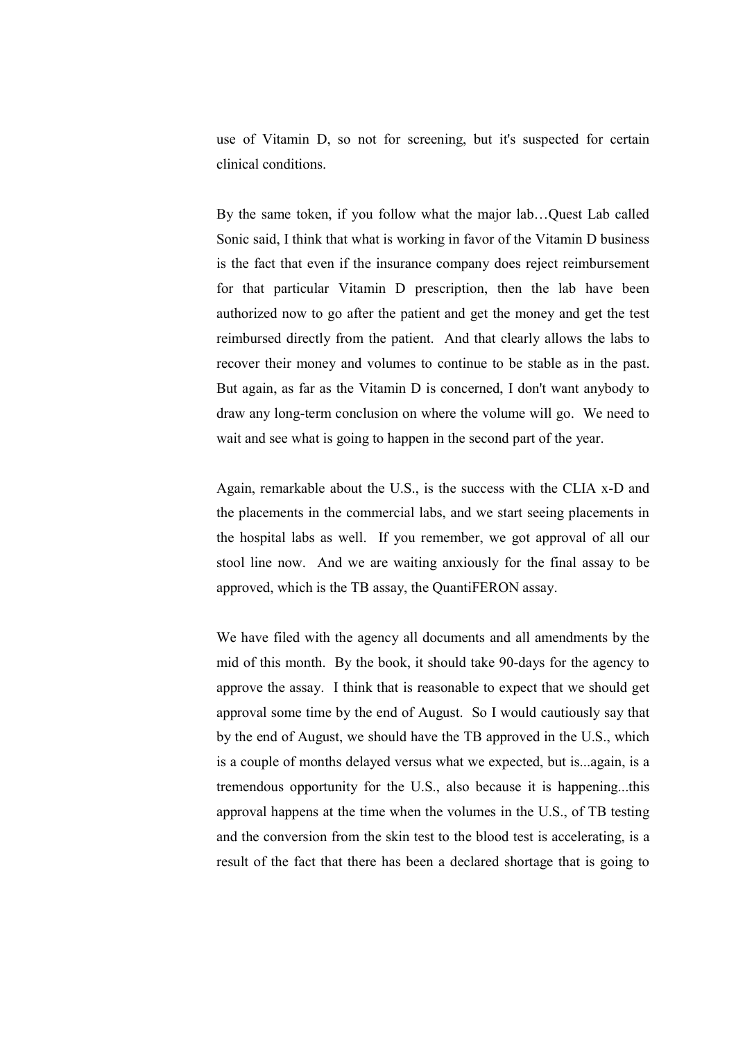use of Vitamin D, so not for screening, but it's suspected for certain clinical conditions.

By the same token, if you follow what the major lab…Quest Lab called Sonic said, I think that what is working in favor of the Vitamin D business is the fact that even if the insurance company does reject reimbursement for that particular Vitamin D prescription, then the lab have been authorized now to go after the patient and get the money and get the test reimbursed directly from the patient. And that clearly allows the labs to recover their money and volumes to continue to be stable as in the past. But again, as far as the Vitamin D is concerned, I don't want anybody to draw any long-term conclusion on where the volume will go. We need to wait and see what is going to happen in the second part of the year.

Again, remarkable about the U.S., is the success with the CLIA x-D and the placements in the commercial labs, and we start seeing placements in the hospital labs as well. If you remember, we got approval of all our stool line now. And we are waiting anxiously for the final assay to be approved, which is the TB assay, the QuantiFERON assay.

We have filed with the agency all documents and all amendments by the mid of this month. By the book, it should take 90-days for the agency to approve the assay. I think that is reasonable to expect that we should get approval some time by the end of August. So I would cautiously say that by the end of August, we should have the TB approved in the U.S., which is a couple of months delayed versus what we expected, but is...again, is a tremendous opportunity for the U.S., also because it is happening...this approval happens at the time when the volumes in the U.S., of TB testing and the conversion from the skin test to the blood test is accelerating, is a result of the fact that there has been a declared shortage that is going to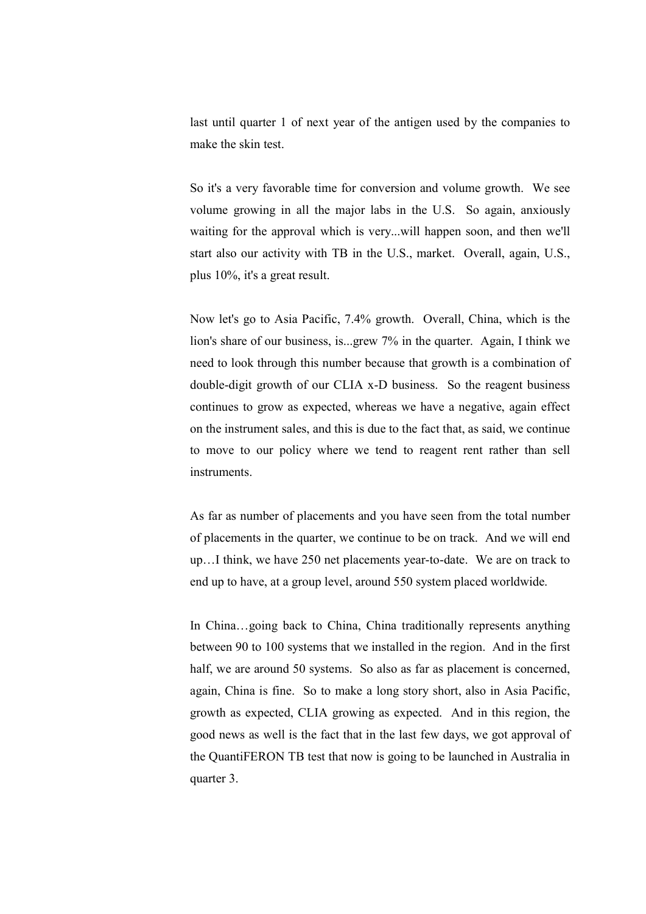last until quarter 1 of next year of the antigen used by the companies to make the skin test.

So it's a very favorable time for conversion and volume growth. We see volume growing in all the major labs in the U.S. So again, anxiously waiting for the approval which is very...will happen soon, and then we'll start also our activity with TB in the U.S., market. Overall, again, U.S., plus 10%, it's a great result.

Now let's go to Asia Pacific, 7.4% growth. Overall, China, which is the lion's share of our business, is...grew 7% in the quarter. Again, I think we need to look through this number because that growth is a combination of double-digit growth of our CLIA x-D business. So the reagent business continues to grow as expected, whereas we have a negative, again effect on the instrument sales, and this is due to the fact that, as said, we continue to move to our policy where we tend to reagent rent rather than sell instruments.

As far as number of placements and you have seen from the total number of placements in the quarter, we continue to be on track. And we will end up…I think, we have 250 net placements year-to-date. We are on track to end up to have, at a group level, around 550 system placed worldwide.

In China…going back to China, China traditionally represents anything between 90 to 100 systems that we installed in the region. And in the first half, we are around 50 systems. So also as far as placement is concerned, again, China is fine. So to make a long story short, also in Asia Pacific, growth as expected, CLIA growing as expected. And in this region, the good news as well is the fact that in the last few days, we got approval of the QuantiFERON TB test that now is going to be launched in Australia in quarter 3.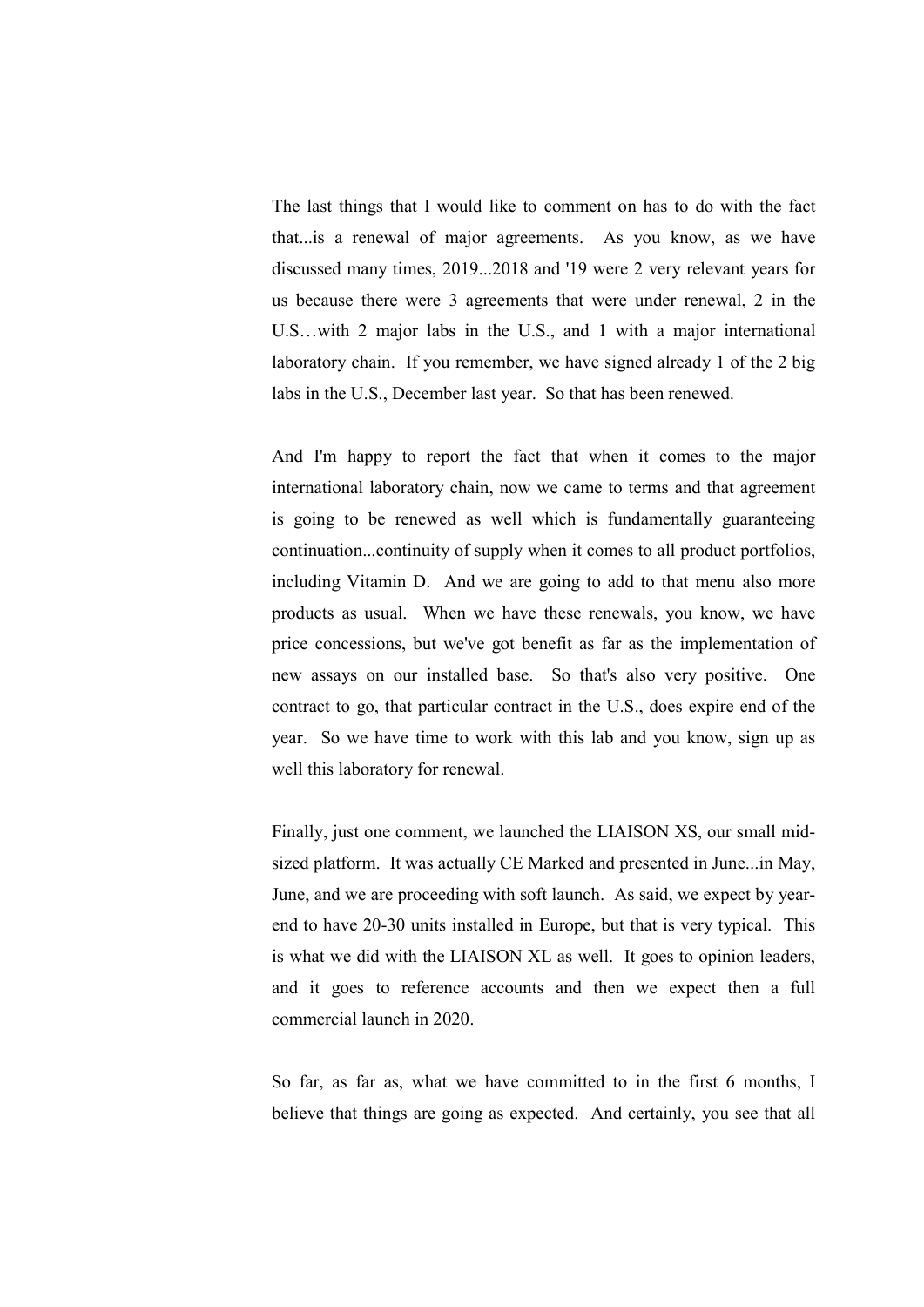The last things that I would like to comment on has to do with the fact that...is a renewal of major agreements. As you know, as we have discussed many times, 2019...2018 and '19 were 2 very relevant years for us because there were 3 agreements that were under renewal, 2 in the U.S…with 2 major labs in the U.S., and 1 with a major international laboratory chain. If you remember, we have signed already 1 of the 2 big labs in the U.S., December last year. So that has been renewed.

And I'm happy to report the fact that when it comes to the major international laboratory chain, now we came to terms and that agreement is going to be renewed as well which is fundamentally guaranteeing continuation...continuity of supply when it comes to all product portfolios, including Vitamin D. And we are going to add to that menu also more products as usual. When we have these renewals, you know, we have price concessions, but we've got benefit as far as the implementation of new assays on our installed base. So that's also very positive. One contract to go, that particular contract in the U.S., does expire end of the year. So we have time to work with this lab and you know, sign up as well this laboratory for renewal.

Finally, just one comment, we launched the LIAISON XS, our small mid-sized platform. It was actually CE Marked and presented in June...in May, June, and we are proceeding with soft launch. As said, we expect by year-end to have 20-30 units installed in Europe, but that is very typical. This is what we did with the LIAISON XL as well. It goes to opinion leaders, and it goes to reference accounts and then we expect then a full commercial launch in 2020.

So far, as far as, what we have committed to in the first 6 months, I believe that things are going as expected. And certainly, you see that all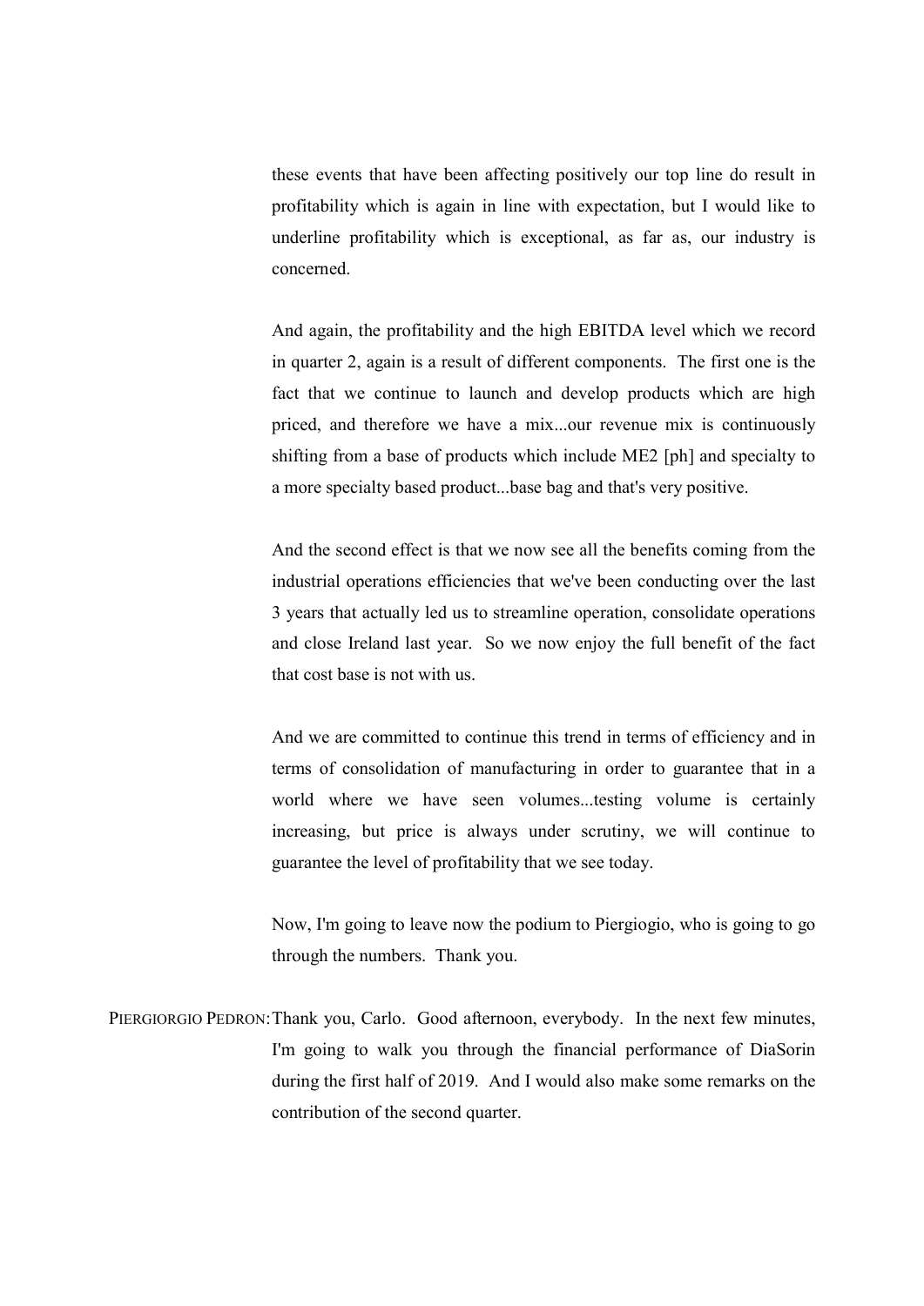these events that have been affecting positively our top line do result in profitability which is again in line with expectation, but I would like to underline profitability which is exceptional, as far as, our industry is concerned.

And again, the profitability and the high EBITDA level which we record in quarter 2, again is a result of different components. The first one is the fact that we continue to launch and develop products which are high priced, and therefore we have a mix...our revenue mix is continuously shifting from a base of products which include ME2 [ph] and specialty to a more specialty based product...base bag and that's very positive.

And the second effect is that we now see all the benefits coming from the industrial operations efficiencies that we've been conducting over the last 3 years that actually led us to streamline operation, consolidate operations and close Ireland last year. So we now enjoy the full benefit of the fact that cost base is not with us.

And we are committed to continue this trend in terms of efficiency and in terms of consolidation of manufacturing in order to guarantee that in a world where we have seen volumes...testing volume is certainly increasing, but price is always under scrutiny, we will continue to guarantee the level of profitability that we see today.

Now, I'm going to leave now the podium to Piergiogio, who is going to go through the numbers. Thank you.

PIERGIORGIO PEDRON: Thank you, Carlo. Good afternoon, everybody. In the next few minutes, I'm going to walk you through the financial performance of DiaSorin during the first half of 2019. And I would also make some remarks on the contribution of the second quarter.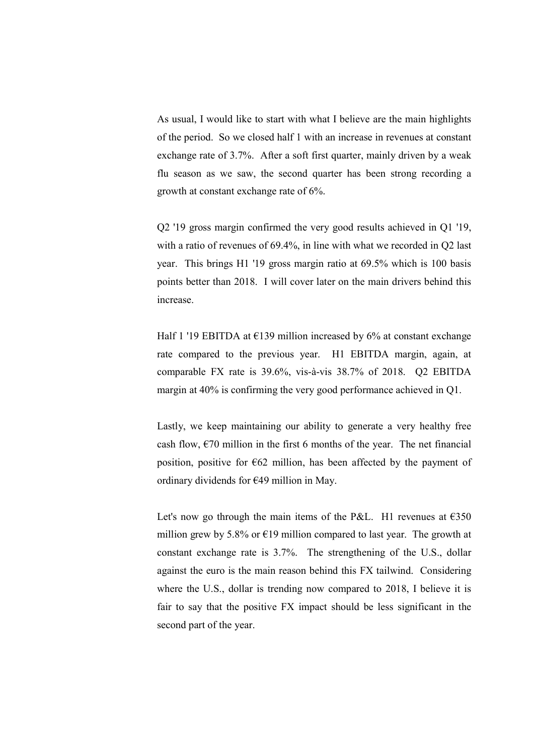As usual, I would like to start with what I believe are the main highlights of the period. So we closed half 1 with an increase in revenues at constant exchange rate of 3.7%. After a soft first quarter, mainly driven by a weak flu season as we saw, the second quarter has been strong recording a growth at constant exchange rate of 6%.

Q2 '19 gross margin confirmed the very good results achieved in Q1 '19, with a ratio of revenues of 69.4%, in line with what we recorded in Q2 last year. This brings H1 '19 gross margin ratio at 69.5% which is 100 basis points better than 2018. I will cover later on the main drivers behind this increase.

Half 1 '19 EBITDA at €139 million increased by 6% at constant exchange rate compared to the previous year. H1 EBITDA margin, again, at comparable FX rate is 39.6%, vis-à-vis 38.7% of 2018. Q2 EBITDA margin at 40% is confirming the very good performance achieved in Q1.

Lastly, we keep maintaining our ability to generate a very healthy free cash flow, €70 million in the first 6 months of the year. The net financial position, positive for €62 million, has been affected by the payment of ordinary dividends for €49 million in May.

Let's now go through the main items of the P&L. H1 revenues at €350 million grew by 5.8% or €19 million compared to last year. The growth at constant exchange rate is 3.7%. The strengthening of the U.S., dollar against the euro is the main reason behind this FX tailwind. Considering where the U.S., dollar is trending now compared to 2018, I believe it is fair to say that the positive FX impact should be less significant in the second part of the year.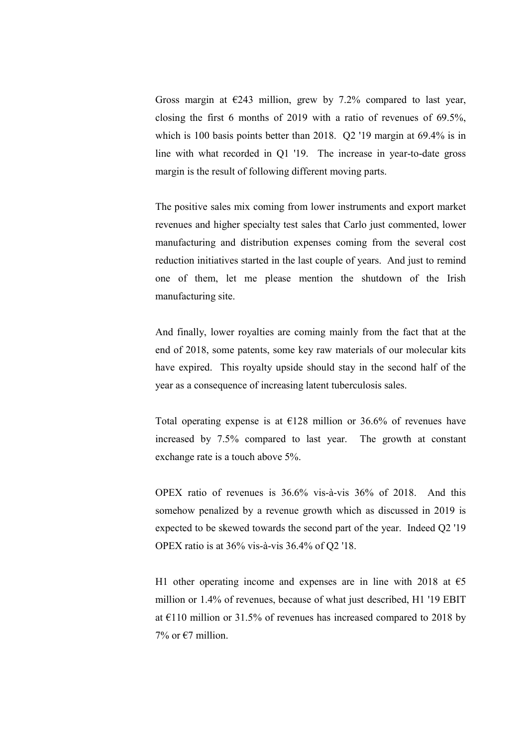Gross margin at €243 million, grew by 7.2% compared to last year, closing the first 6 months of 2019 with a ratio of revenues of 69.5%, which is 100 basis points better than 2018. Q2 '19 margin at 69.4% is in line with what recorded in Q1 '19. The increase in year-to-date gross margin is the result of following different moving parts.

The positive sales mix coming from lower instruments and export market revenues and higher specialty test sales that Carlo just commented, lower manufacturing and distribution expenses coming from the several cost reduction initiatives started in the last couple of years. And just to remind one of them, let me please mention the shutdown of the Irish manufacturing site.

And finally, lower royalties are coming mainly from the fact that at the end of 2018, some patents, some key raw materials of our molecular kits have expired. This royalty upside should stay in the second half of the year as a consequence of increasing latent tuberculosis sales.

Total operating expense is at €128 million or 36.6% of revenues have increased by 7.5% compared to last year. The growth at constant exchange rate is a touch above 5%.

OPEX ratio of revenues is 36.6% vis-à-vis 36% of 2018. And this somehow penalized by a revenue growth which as discussed in 2019 is expected to be skewed towards the second part of the year. Indeed Q2 '19 OPEX ratio is at 36% vis-à-vis 36.4% of Q2 '18.

H1 other operating income and expenses are in line with 2018 at €5 million or 1.4% of revenues, because of what just described, H1 '19 EBIT at €110 million or 31.5% of revenues has increased compared to 2018 by 7% or €7 million.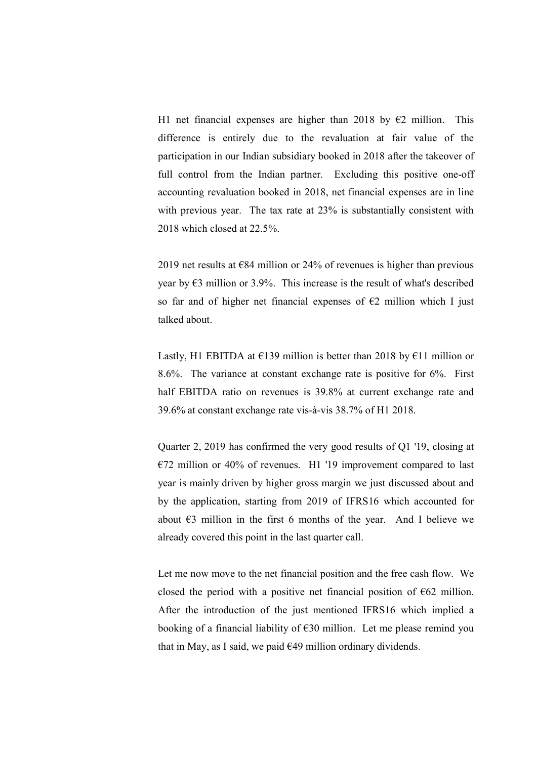H1 net financial expenses are higher than 2018 by €2 million. This difference is entirely due to the revaluation at fair value of the participation in our Indian subsidiary booked in 2018 after the takeover of full control from the Indian partner. Excluding this positive one-off accounting revaluation booked in 2018, net financial expenses are in line with previous year. The tax rate at 23% is substantially consistent with 2018 which closed at 22.5%.

2019 net results at €84 million or 24% of revenues is higher than previous year by €3 million or 3.9%. This increase is the result of what's described so far and of higher net financial expenses of €2 million which I just talked about.

Lastly, H1 EBITDA at €139 million is better than 2018 by €11 million or 8.6%. The variance at constant exchange rate is positive for 6%. First half EBITDA ratio on revenues is 39.8% at current exchange rate and 39.6% at constant exchange rate vis-à-vis 38.7% of H1 2018.

Quarter 2, 2019 has confirmed the very good results of Q1 '19, closing at €72 million or 40% of revenues. H1 '19 improvement compared to last year is mainly driven by higher gross margin we just discussed about and by the application, starting from 2019 of IFRS16 which accounted for about €3 million in the first 6 months of the year. And I believe we already covered this point in the last quarter call.

Let me now move to the net financial position and the free cash flow. We closed the period with a positive net financial position of €62 million. After the introduction of the just mentioned IFRS16 which implied a booking of a financial liability of €30 million. Let me please remind you that in May, as I said, we paid €49 million ordinary dividends.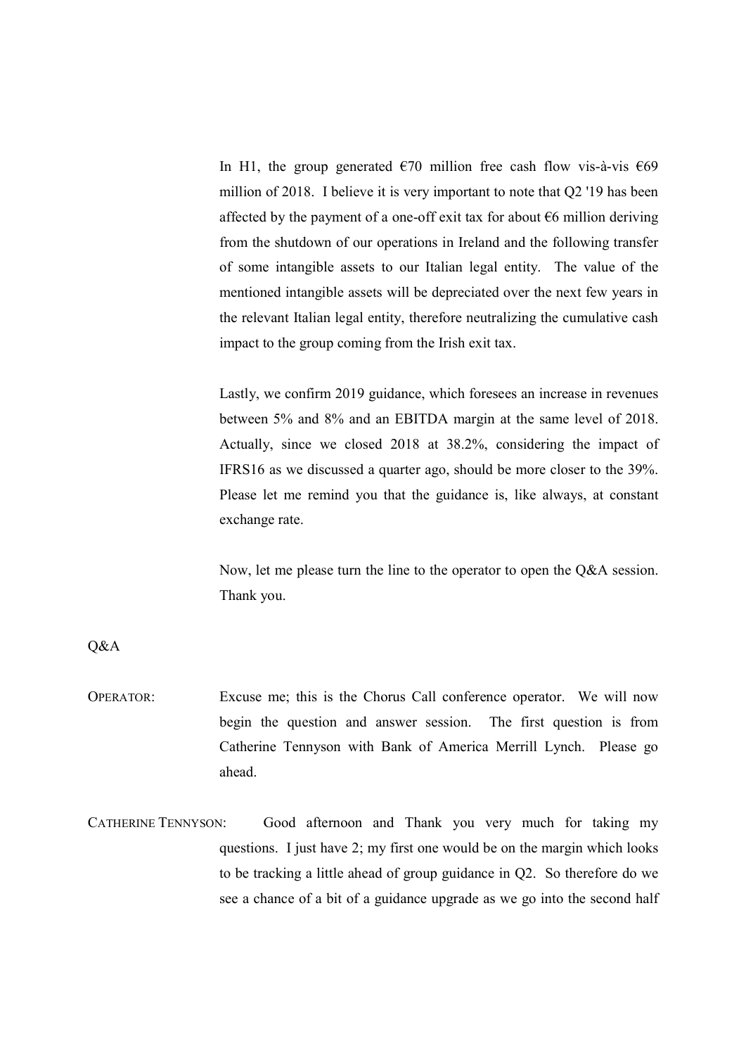In H1, the group generated €70 million free cash flow vis-à-vis €69 million of 2018. I believe it is very important to note that Q2 '19 has been affected by the payment of a one-off exit tax for about €6 million deriving from the shutdown of our operations in Ireland and the following transfer of some intangible assets to our Italian legal entity. The value of the mentioned intangible assets will be depreciated over the next few years in the relevant Italian legal entity, therefore neutralizing the cumulative cash impact to the group coming from the Irish exit tax.

Lastly, we confirm 2019 guidance, which foresees an increase in revenues between 5% and 8% and an EBITDA margin at the same level of 2018. Actually, since we closed 2018 at 38.2%, considering the impact of IFRS16 as we discussed a quarter ago, should be more closer to the 39%. Please let me remind you that the guidance is, like always, at constant exchange rate.

Now, let me please turn the line to the operator to open the Q&A session. Thank you.

Q&A

OPERATOR: Excuse me; this is the Chorus Call conference operator. We will now begin the question and answer session. The first question is from Catherine Tennyson with Bank of America Merrill Lynch. Please go ahead.

CATHERINE TENNYSON: Good afternoon and Thank you very much for taking my questions. I just have 2; my first one would be on the margin which looks to be tracking a little ahead of group guidance in Q2. So therefore do we see a chance of a bit of a guidance upgrade as we go into the second half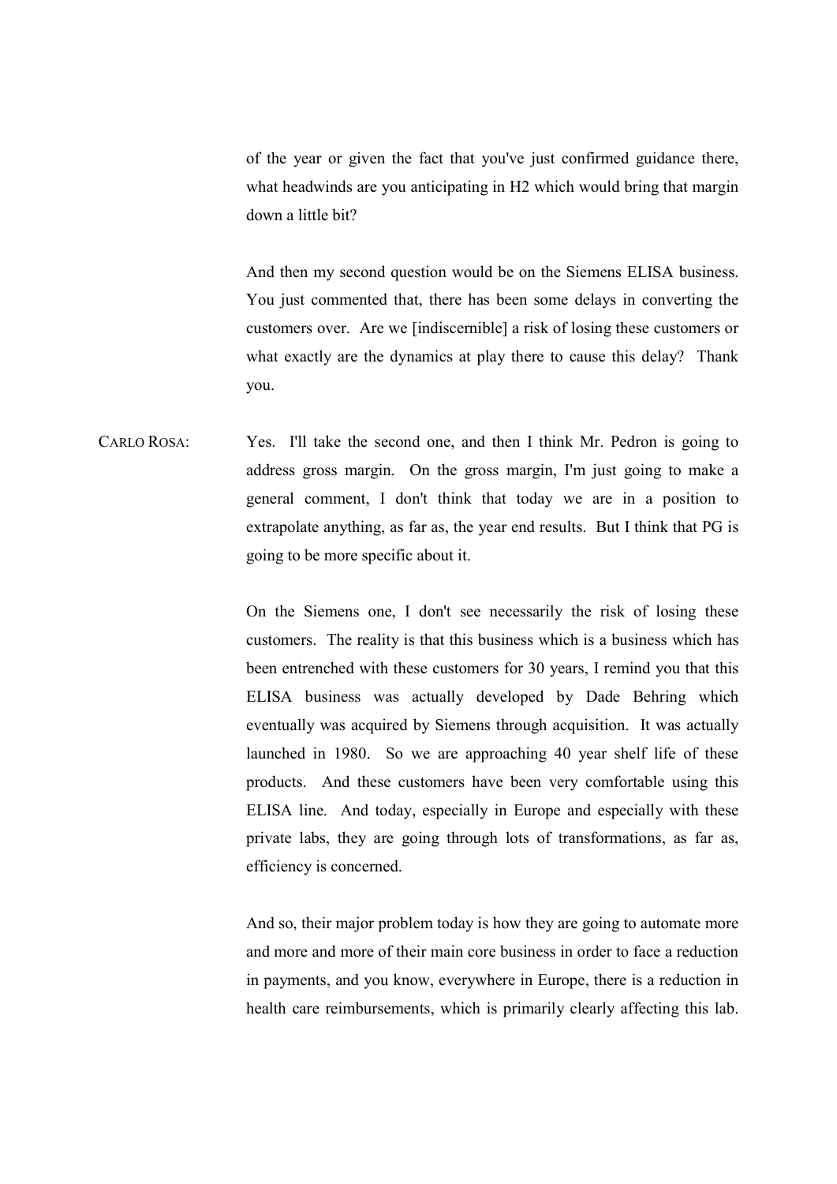of the year or given the fact that you've just confirmed guidance there, what headwinds are you anticipating in H2 which would bring that margin down a little bit?

And then my second question would be on the Siemens ELISA business. You just commented that, there has been some delays in converting the customers over. Are we [indiscernible] a risk of losing these customers or what exactly are the dynamics at play there to cause this delay? Thank you.

CARLO ROSA: Yes. I'll take the second one, and then I think Mr. Pedron is going to address gross margin. On the gross margin, I'm just going to make a general comment, I don't think that today we are in a position to extrapolate anything, as far as, the year end results. But I think that PG is going to be more specific about it.

On the Siemens one, I don't see necessarily the risk of losing these customers. The reality is that this business which is a business which has been entrenched with these customers for 30 years, I remind you that this ELISA business was actually developed by Dade Behring which eventually was acquired by Siemens through acquisition. It was actually launched in 1980. So we are approaching 40 year shelf life of these products. And these customers have been very comfortable using this ELISA line. And today, especially in Europe and especially with these private labs, they are going through lots of transformations, as far as, efficiency is concerned.

And so, their major problem today is how they are going to automate more and more and more of their main core business in order to face a reduction in payments, and you know, everywhere in Europe, there is a reduction in health care reimbursements, which is primarily clearly affecting this lab.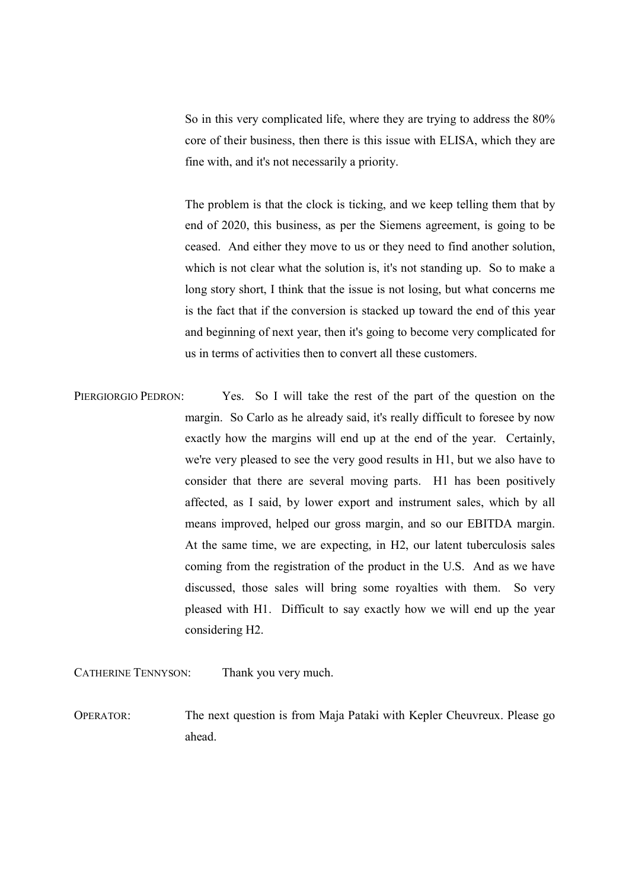So in this very complicated life, where they are trying to address the 80% core of their business, then there is this issue with ELISA, which they are fine with, and it's not necessarily a priority.

The problem is that the clock is ticking, and we keep telling them that by end of 2020, this business, as per the Siemens agreement, is going to be ceased. And either they move to us or they need to find another solution, which is not clear what the solution is, it's not standing up. So to make a long story short, I think that the issue is not losing, but what concerns me is the fact that if the conversion is stacked up toward the end of this year and beginning of next year, then it's going to become very complicated for us in terms of activities then to convert all these customers.

PIERGIORGIO PEDRON: Yes. So I will take the rest of the part of the question on the margin. So Carlo as he already said, it's really difficult to foresee by now exactly how the margins will end up at the end of the year. Certainly, we're very pleased to see the very good results in H1, but we also have to consider that there are several moving parts. H1 has been positively affected, as I said, by lower export and instrument sales, which by all means improved, helped our gross margin, and so our EBITDA margin. At the same time, we are expecting, in H2, our latent tuberculosis sales coming from the registration of the product in the U.S. And as we have discussed, those sales will bring some royalties with them. So very pleased with H1. Difficult to say exactly how we will end up the year considering H2.

CATHERINE TENNYSON: Thank you very much.

OPERATOR: The next question is from Maja Pataki with Kepler Cheuvreux. Please go ahead.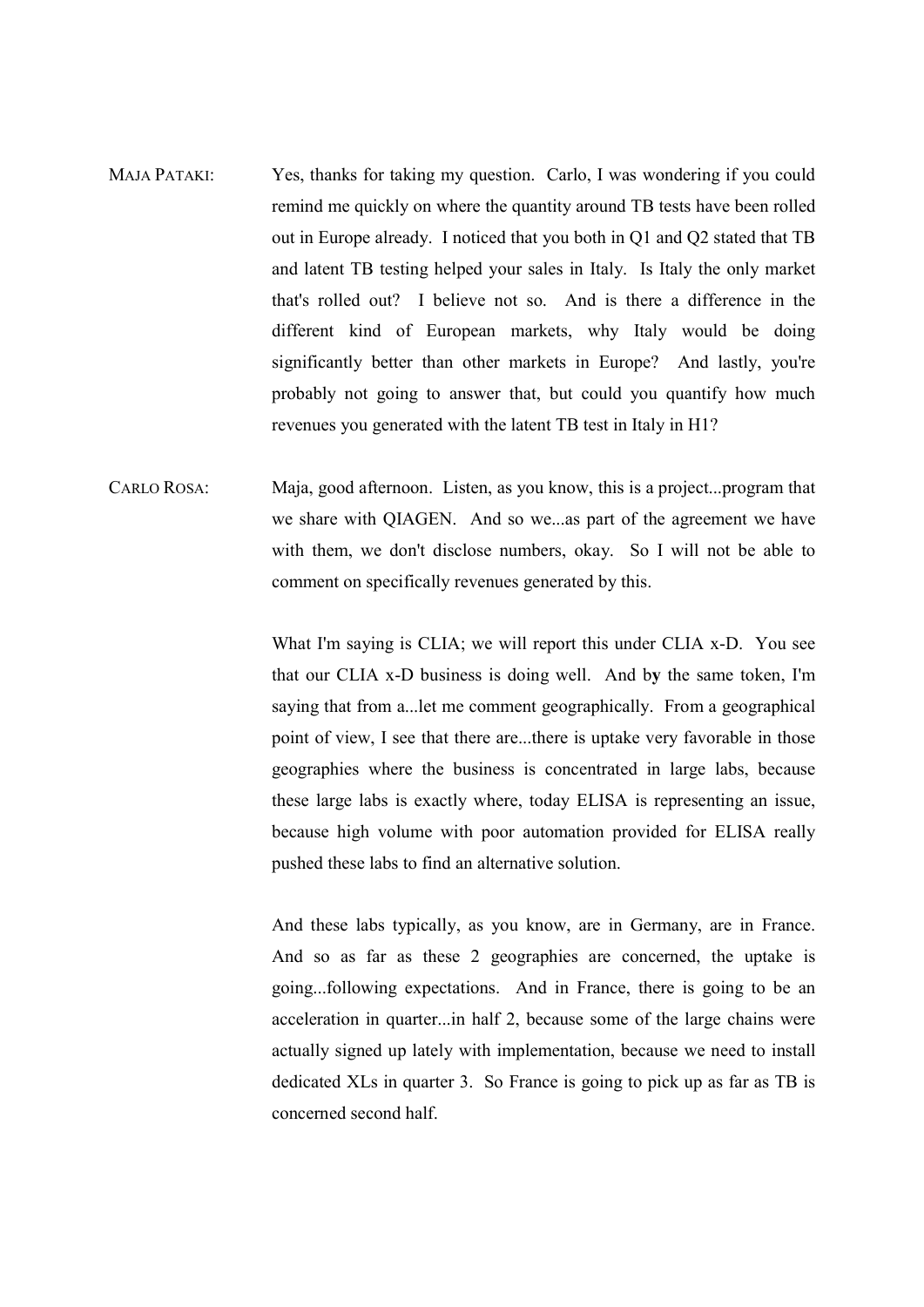MAJA PATAKI: Yes, thanks for taking my question. Carlo, I was wondering if you could remind me quickly on where the quantity around TB tests have been rolled out in Europe already. I noticed that you both in Q1 and Q2 stated that TB and latent TB testing helped your sales in Italy. Is Italy the only market that's rolled out? I believe not so. And is there a difference in the different kind of European markets, why Italy would be doing significantly better than other markets in Europe? And lastly, you're probably not going to answer that, but could you quantify how much revenues you generated with the latent TB test in Italy in H1?

CARLO ROSA: Maja, good afternoon. Listen, as you know, this is a project...program that we share with QIAGEN. And so we...as part of the agreement we have with them, we don't disclose numbers, okay. So I will not be able to comment on specifically revenues generated by this.

What I'm saying is CLIA; we will report this under CLIA x-D. You see that our CLIA x-D business is doing well. And by the same token, I'm saying that from a...let me comment geographically. From a geographical point of view, I see that there are...there is uptake very favorable in those geographies where the business is concentrated in large labs, because these large labs is exactly where, today ELISA is representing an issue, because high volume with poor automation provided for ELISA really pushed these labs to find an alternative solution.

And these labs typically, as you know, are in Germany, are in France. And so as far as these 2 geographies are concerned, the uptake is going...following expectations. And in France, there is going to be an acceleration in quarter...in half 2, because some of the large chains were actually signed up lately with implementation, because we need to install dedicated XLs in quarter 3. So France is going to pick up as far as TB is concerned second half.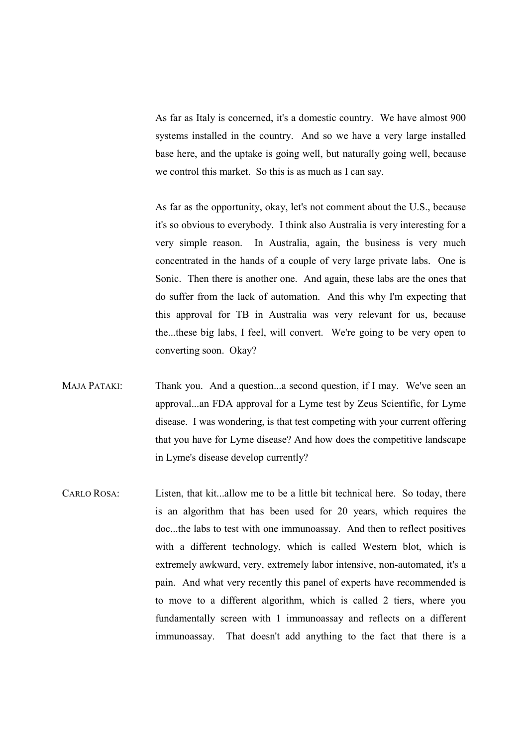As far as Italy is concerned, it's a domestic country. We have almost 900 systems installed in the country. And so we have a very large installed base here, and the uptake is going well, but naturally going well, because we control this market. So this is as much as I can say.

As far as the opportunity, okay, let's not comment about the U.S., because it's so obvious to everybody. I think also Australia is very interesting for a very simple reason. In Australia, again, the business is very much concentrated in the hands of a couple of very large private labs. One is Sonic. Then there is another one. And again, these labs are the ones that do suffer from the lack of automation. And this why I'm expecting that this approval for TB in Australia was very relevant for us, because the...these big labs, I feel, will convert. We're going to be very open to converting soon. Okay?

MAJA PATAKI: Thank you. And a question...a second question, if I may. We've seen an approval...an FDA approval for a Lyme test by Zeus Scientific, for Lyme disease. I was wondering, is that test competing with your current offering that you have for Lyme disease? And how does the competitive landscape in Lyme's disease develop currently?

CARLO ROSA: Listen, that kit...allow me to be a little bit technical here. So today, there is an algorithm that has been used for 20 years, which requires the doc...the labs to test with one immunoassay. And then to reflect positives with a different technology, which is called Western blot, which is extremely awkward, very, extremely labor intensive, non-automated, it's a pain. And what very recently this panel of experts have recommended is to move to a different algorithm, which is called 2 tiers, where you fundamentally screen with 1 immunoassay and reflects on a different immunoassay. That doesn't add anything to the fact that there is a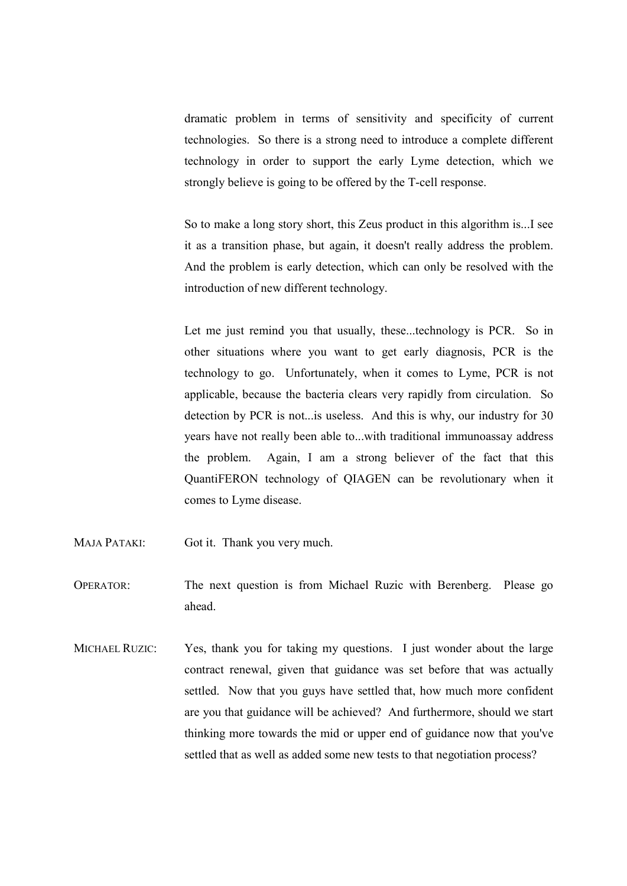dramatic problem in terms of sensitivity and specificity of current technologies. So there is a strong need to introduce a complete different technology in order to support the early Lyme detection, which we strongly believe is going to be offered by the T-cell response.

So to make a long story short, this Zeus product in this algorithm is...I see it as a transition phase, but again, it doesn't really address the problem. And the problem is early detection, which can only be resolved with the introduction of new different technology.

Let me just remind you that usually, these...technology is PCR. So in other situations where you want to get early diagnosis, PCR is the technology to go. Unfortunately, when it comes to Lyme, PCR is not applicable, because the bacteria clears very rapidly from circulation. So detection by PCR is not...is useless. And this is why, our industry for 30 years have not really been able to...with traditional immunoassay address the problem. Again, I am a strong believer of the fact that this QuantiFERON technology of QIAGEN can be revolutionary when it comes to Lyme disease.

MAJA PATAKI: Got it. Thank you very much.

OPERATOR: The next question is from Michael Ruzic with Berenberg. Please go ahead.

MICHAEL RUZIC: Yes, thank you for taking my questions. I just wonder about the large contract renewal, given that guidance was set before that was actually settled. Now that you guys have settled that, how much more confident are you that guidance will be achieved? And furthermore, should we start thinking more towards the mid or upper end of guidance now that you've settled that as well as added some new tests to that negotiation process?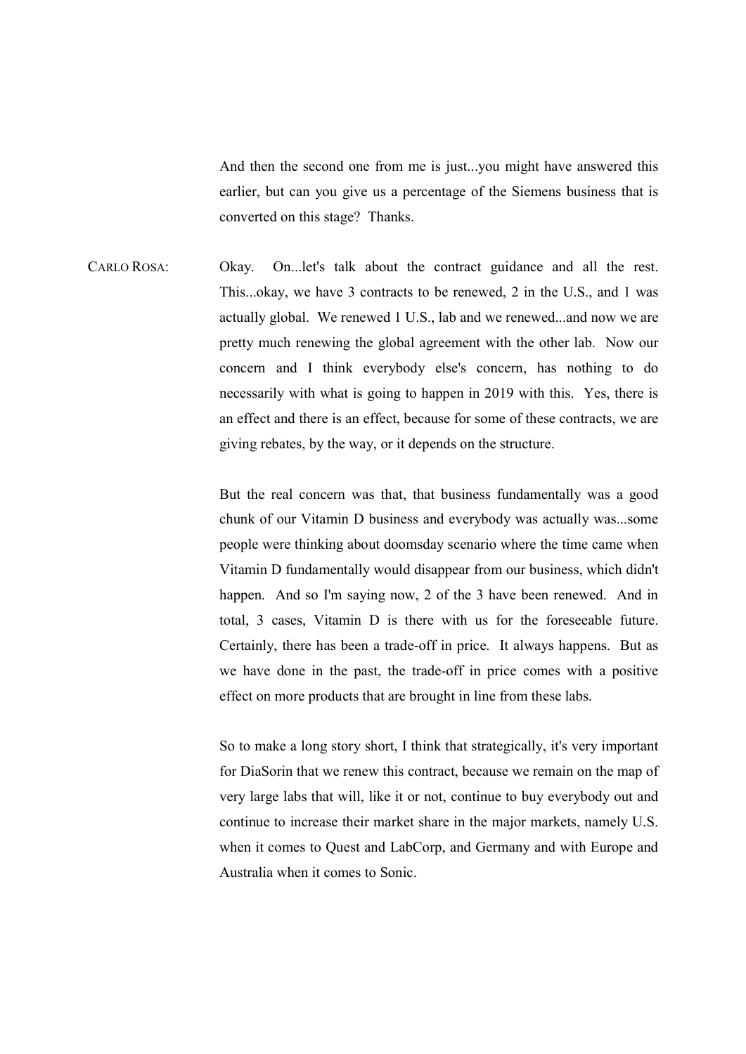And then the second one from me is just...you might have answered this earlier, but can you give us a percentage of the Siemens business that is converted on this stage? Thanks.

CARLO ROSA: Okay. On...let's talk about the contract guidance and all the rest. This...okay, we have 3 contracts to be renewed, 2 in the U.S., and 1 was actually global. We renewed 1 U.S., lab and we renewed...and now we are pretty much renewing the global agreement with the other lab. Now our concern and I think everybody else's concern, has nothing to do necessarily with what is going to happen in 2019 with this. Yes, there is an effect and there is an effect, because for some of these contracts, we are giving rebates, by the way, or it depends on the structure.

But the real concern was that, that business fundamentally was a good chunk of our Vitamin D business and everybody was actually was...some people were thinking about doomsday scenario where the time came when Vitamin D fundamentally would disappear from our business, which didn't happen. And so I'm saying now, 2 of the 3 have been renewed. And in total, 3 cases, Vitamin D is there with us for the foreseeable future. Certainly, there has been a trade-off in price. It always happens. But as we have done in the past, the trade-off in price comes with a positive effect on more products that are brought in line from these labs.

So to make a long story short, I think that strategically, it's very important for DiaSorin that we renew this contract, because we remain on the map of very large labs that will, like it or not, continue to buy everybody out and continue to increase their market share in the major markets, namely U.S. when it comes to Quest and LabCorp, and Germany and with Europe and Australia when it comes to Sonic.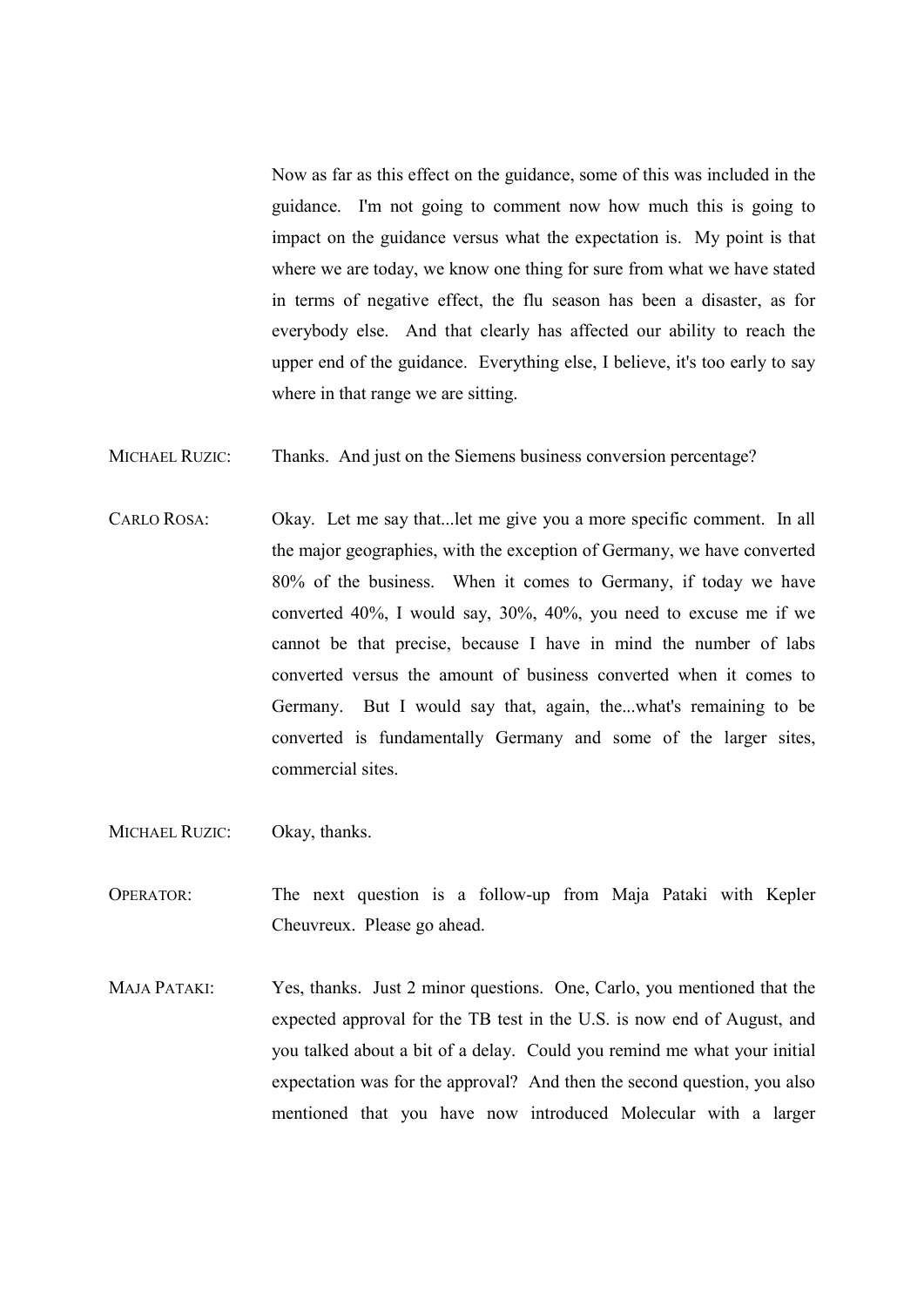Now as far as this effect on the guidance, some of this was included in the guidance. I'm not going to comment now how much this is going to impact on the guidance versus what the expectation is. My point is that where we are today, we know one thing for sure from what we have stated in terms of negative effect, the flu season has been a disaster, as for everybody else. And that clearly has affected our ability to reach the upper end of the guidance. Everything else, I believe, it's too early to say where in that range we are sitting.

MICHAEL RUZIC: Thanks. And just on the Siemens business conversion percentage?

CARLO ROSA: Okay. Let me say that...let me give you a more specific comment. In all the major geographies, with the exception of Germany, we have converted 80% of the business. When it comes to Germany, if today we have converted 40%, I would say, 30%, 40%, you need to excuse me if we cannot be that precise, because I have in mind the number of labs converted versus the amount of business converted when it comes to Germany. But I would say that, again, the...what's remaining to be converted is fundamentally Germany and some of the larger sites, commercial sites.

MICHAEL RUZIC: Okay, thanks.

OPERATOR: The next question is a follow-up from Maja Pataki with Kepler Cheuvreux. Please go ahead.

MAJA PATAKI: Yes, thanks. Just 2 minor questions. One, Carlo, you mentioned that the expected approval for the TB test in the U.S. is now end of August, and you talked about a bit of a delay. Could you remind me what your initial expectation was for the approval? And then the second question, you also mentioned that you have now introduced Molecular with a larger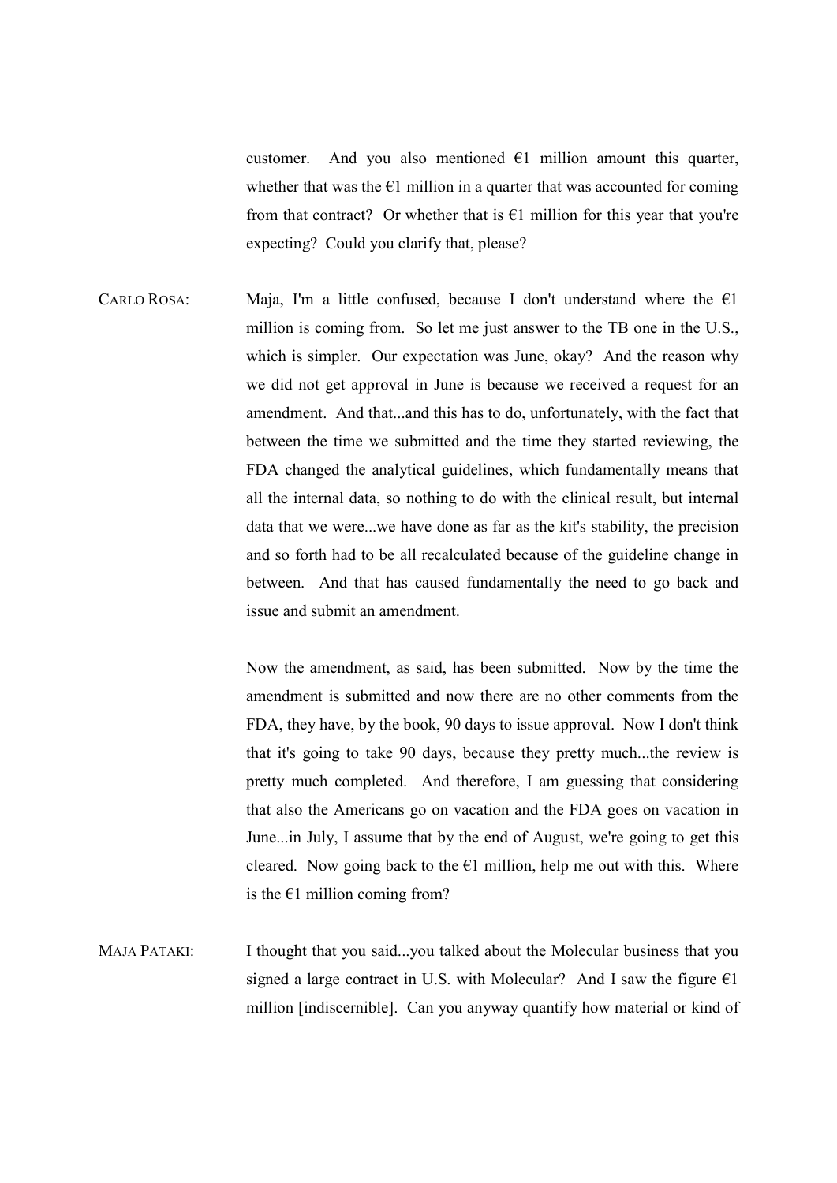customer. And you also mentioned €1 million amount this quarter, whether that was the €1 million in a quarter that was accounted for coming from that contract? Or whether that is €1 million for this year that you're expecting? Could you clarify that, please?

CARLO ROSA: Maja, I'm a little confused, because I don't understand where the €1 million is coming from. So let me just answer to the TB one in the U.S., which is simpler. Our expectation was June, okay? And the reason why we did not get approval in June is because we received a request for an amendment. And that...and this has to do, unfortunately, with the fact that between the time we submitted and the time they started reviewing, the FDA changed the analytical guidelines, which fundamentally means that all the internal data, so nothing to do with the clinical result, but internal data that we were...we have done as far as the kit's stability, the precision and so forth had to be all recalculated because of the guideline change in between. And that has caused fundamentally the need to go back and issue and submit an amendment.

Now the amendment, as said, has been submitted. Now by the time the amendment is submitted and now there are no other comments from the FDA, they have, by the book, 90 days to issue approval. Now I don't think that it's going to take 90 days, because they pretty much...the review is pretty much completed. And therefore, I am guessing that considering that also the Americans go on vacation and the FDA goes on vacation in June...in July, I assume that by the end of August, we're going to get this cleared. Now going back to the €1 million, help me out with this. Where is the €1 million coming from?

MAJA PATAKI: I thought that you said...you talked about the Molecular business that you signed a large contract in U.S. with Molecular? And I saw the figure €1 million [indiscernible]. Can you anyway quantify how material or kind of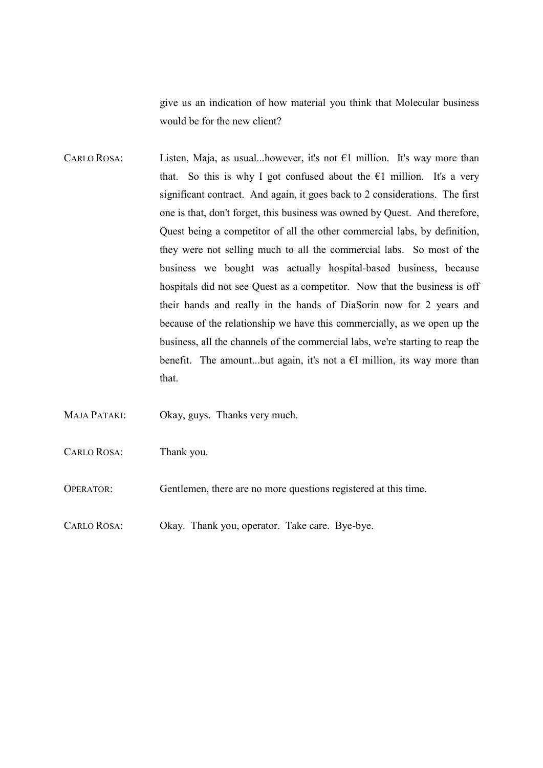give us an indication of how material you think that Molecular business would be for the new client?

CARLO ROSA: Listen, Maja, as usual...however, it's not €1 million. It's way more than that. So this is why I got confused about the €1 million. It's a very significant contract. And again, it goes back to 2 considerations. The first one is that, don't forget, this business was owned by Quest. And therefore, Quest being a competitor of all the other commercial labs, by definition, they were not selling much to all the commercial labs. So most of the business we bought was actually hospital-based business, because hospitals did not see Quest as a competitor. Now that the business is off their hands and really in the hands of DiaSorin now for 2 years and because of the relationship we have this commercially, as we open up the business, all the channels of the commercial labs, we're starting to reap the benefit. The amount...but again, it's not a €I million, its way more than that.

MAJA PATAKI: Okay, guys. Thanks very much.

CARLO ROSA: Thank you.

OPERATOR: Gentlemen, there are no more questions registered at this time.

CARLO ROSA: Okay. Thank you, operator. Take care. Bye-bye.